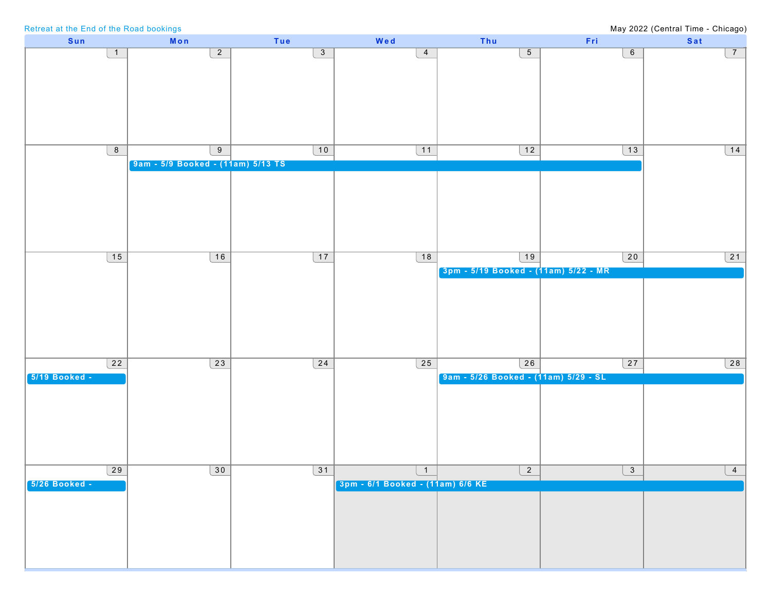Retreat at the End of the Road bookings

May 2022 (Central Time - Chicago)

| Sun | Mon | Tue | Wed | Thu | Fri | Sat |
|---|---|---|---|---|---|---|
| 1 | 2 | 3 | 4 | 5 | 6 | 7 |
| 8 | 9<br>9am - 5/9 Booked - (11am) 5/13 TS | 10 | 11 | 12 | 13 | 14 |
| 15 | 16 | 17 | 18 | 19<br>3pm - 5/19 Booked - (11am) 5/22 - MR | 20 | 21 |
| 22<br>5/19 Booked - | 23 | 24 | 25 | 26<br>9am - 5/26 Booked - (11am) 5/29 - SL | 27 | 28 |
| 29<br>5/26 Booked - | 30 | 31 | 1<br>3pm - 6/1 Booked - (11am) 6/6 KE | 2 | 3 | 4 |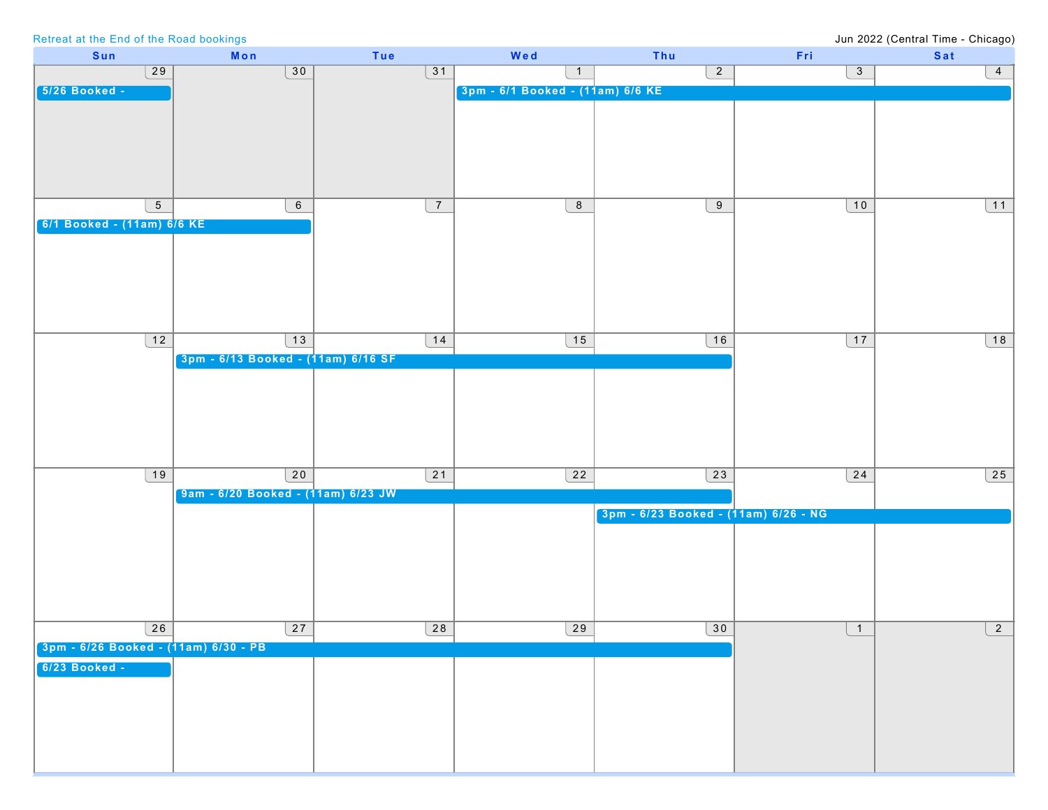Retreat at the End of the Road bookings

Jun 2022 (Central Time - Chicago)

| Sun | Mon | Tue | Wed | Thu | Fri | Sat |
|---|---|---|---|---|---|---|
| 29<br>5/26 Booked - | 30 | 31 | 1<br>3pm - 6/1 Booked - (11am) 6/6 KE | 2 | 3 | 4 |
| 5<br>6/1 Booked - (11am) 6/6 KE | 6 | 7 | 8 | 9 | 10 | 11 |
| 12 | 13<br>3pm - 6/13 Booked - (11am) 6/16 SF | 14 | 15 | 16 | 17 | 18 |
| 19 | 20<br>9am - 6/20 Booked - (11am) 6/23 JW | 21 | 22 | 23<br>3pm - 6/23 Booked - (11am) 6/26 - NG | 24 | 25 |
| 26<br>3pm - 6/26 Booked - (11am) 6/30 - PB<br>6/23 Booked - | 27 | 28 | 29 | 30 | 1 | 2 |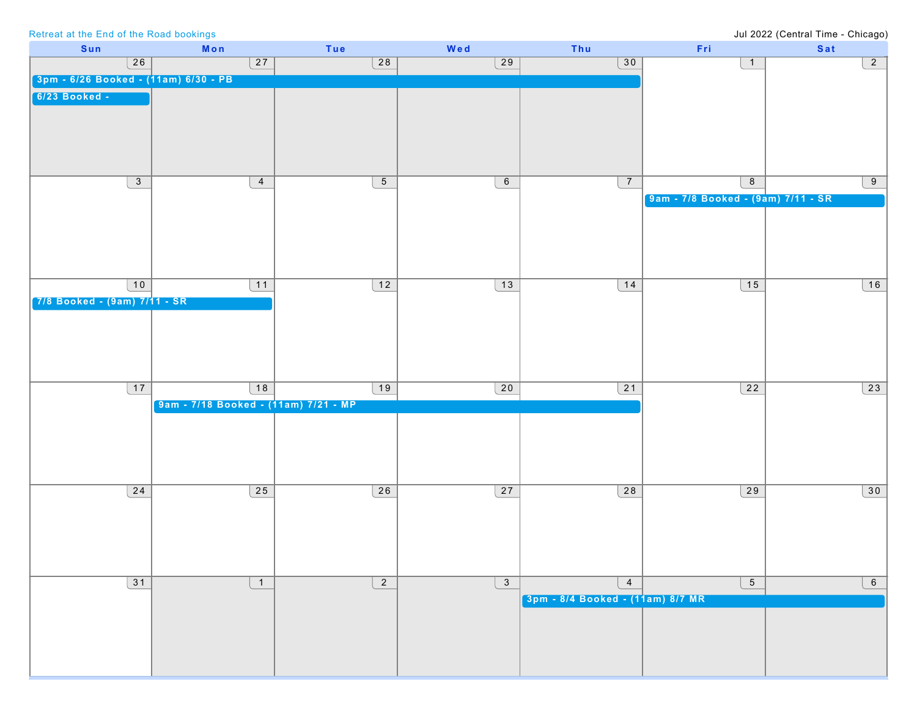Retreat at the End of the Road bookings

Jul 2022 (Central Time - Chicago)

| Sun | Mon | Tue | Wed | Thu | Fri | Sat |
| --- | --- | --- | --- | --- | --- | --- |
| 26<br>3pm - 6/26 Booked - (11am) 6/30 - PB<br>6/23 Booked - | 27 | 28 | 29 | 30 | 1 | 2 |
| 3 | 4 | 5 | 6 | 7 | 8<br>9am - 7/8 Booked - (9am) 7/11 - SR | 9 |
| 10<br>7/8 Booked - (9am) 7/11 - SR | 11 | 12 | 13 | 14 | 15 | 16 |
| 17 | 18<br>9am - 7/18 Booked - (11am) 7/21 - MP | 19 | 20 | 21 | 22 | 23 |
| 24 | 25 | 26 | 27 | 28 | 29 | 30 |
| 31 | 1 | 2 | 3 | 4<br>3pm - 8/4 Booked - (11am) 8/7 MR | 5 | 6 |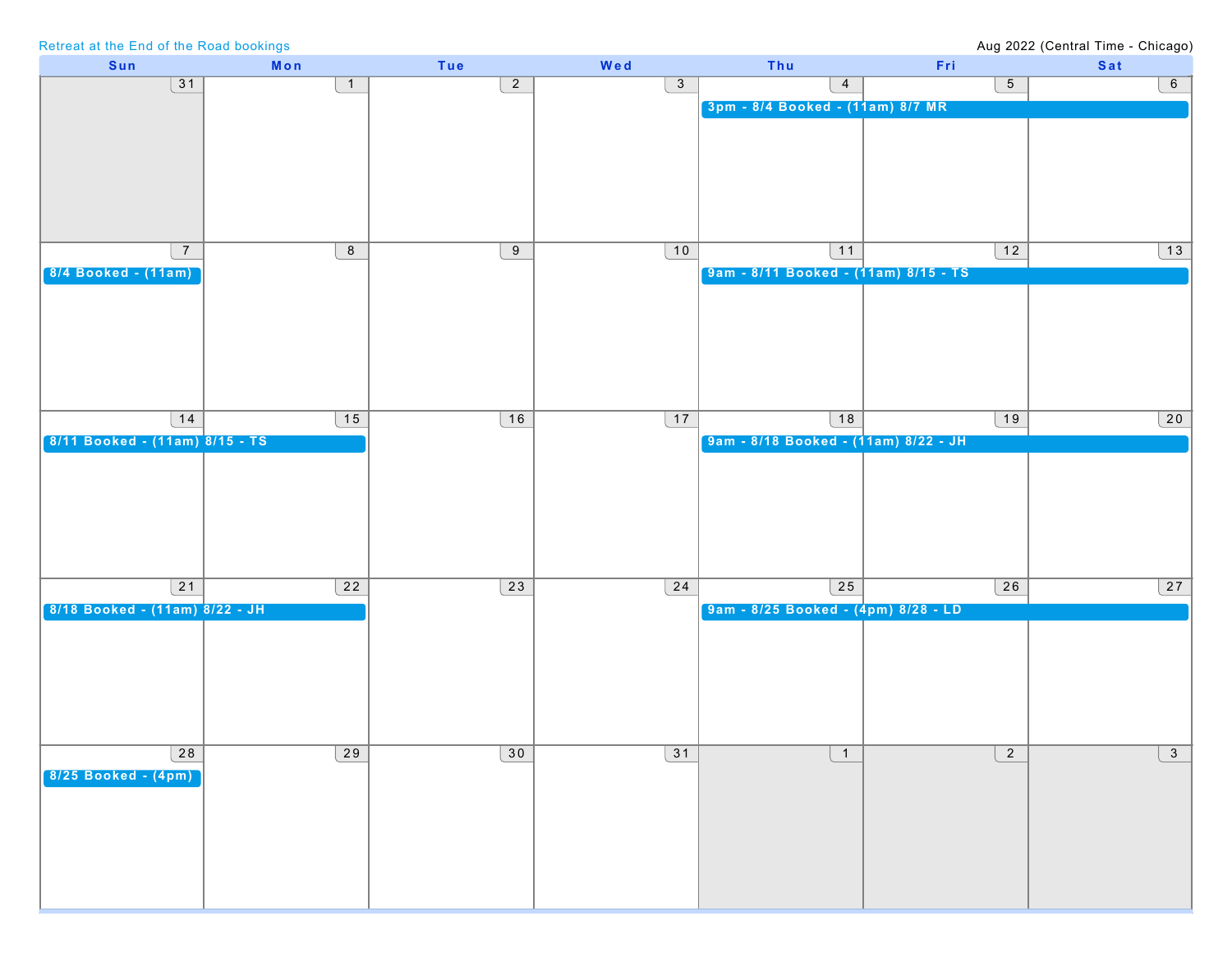Retreat at the End of the Road bookings

Aug 2022 (Central Time - Chicago)

| Sun | Mon | Tue | Wed | Thu | Fri | Sat |
|---|---|---|---|---|---|---|
| 31 | 1 | 2 | 3 | 4<br>3pm - 8/4 Booked - (11am) 8/7 MR | 5 | 6 |
| 7<br>8/4 Booked - (11am) | 8 | 9 | 10 | 11<br>9am - 8/11 Booked - (11am) 8/15 - TS | 12 | 13 |
| 14<br>8/11 Booked - (11am) 8/15 - TS | 15 | 16 | 17 | 18<br>9am - 8/18 Booked - (11am) 8/22 - JH | 19 | 20 |
| 21<br>8/18 Booked - (11am) 8/22 - JH | 22 | 23 | 24 | 25<br>9am - 8/25 Booked - (4pm) 8/28 - LD | 26 | 27 |
| 28<br>8/25 Booked - (4pm) | 29 | 30 | 31 | 1 | 2 | 3 |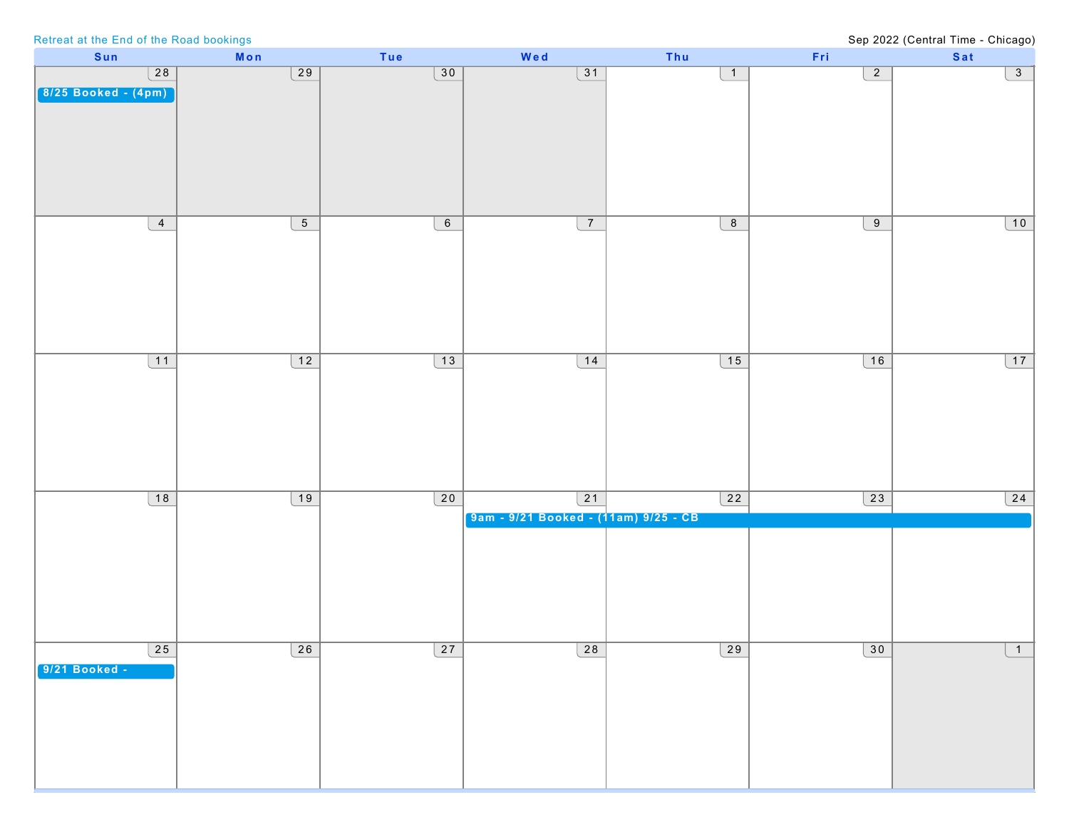Retreat at the End of the Road bookings

Sep 2022 (Central Time - Chicago)

| Sun | Mon | Tue | Wed | Thu | Fri | Sat |
|---|---|---|---|---|---|---|
| 28 8/25 Booked - (4pm) | 29 | 30 | 31 | 1 | 2 | 3 |
| 4 | 5 | 6 | 7 | 8 | 9 | 10 |
| 11 | 12 | 13 | 14 | 15 | 16 | 17 |
| 18 | 19 | 20 | 21 9am - 9/21 Booked - (11am) 9/25 - CB | 22 | 23 | 24 |
| 25 9/21 Booked - | 26 | 27 | 28 | 29 | 30 | 1 |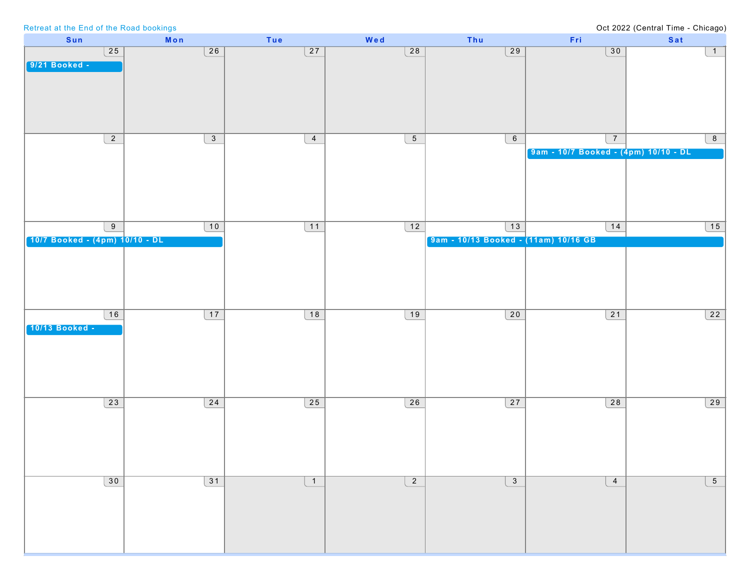Retreat at the End of the Road bookings

Oct 2022 (Central Time - Chicago)

| Sun | Mon | Tue | Wed | Thu | Fri | Sat |
| --- | --- | --- | --- | --- | --- | --- |
| 25 9/21 Booked - | 26 | 27 | 28 | 29 | 30 | 1 |
| 2 | 3 | 4 | 5 | 6 | 7 9am - 10/7 Booked - (4pm) 10/10 - DL | 8 |
| 9 10/7 Booked - (4pm) 10/10 - DL | 10 | 11 | 12 | 13 9am - 10/13 Booked - (11am) 10/16 GB | 14 | 15 |
| 16 10/13 Booked - | 17 | 18 | 19 | 20 | 21 | 22 |
| 23 | 24 | 25 | 26 | 27 | 28 | 29 |
| 30 | 31 | 1 | 2 | 3 | 4 | 5 |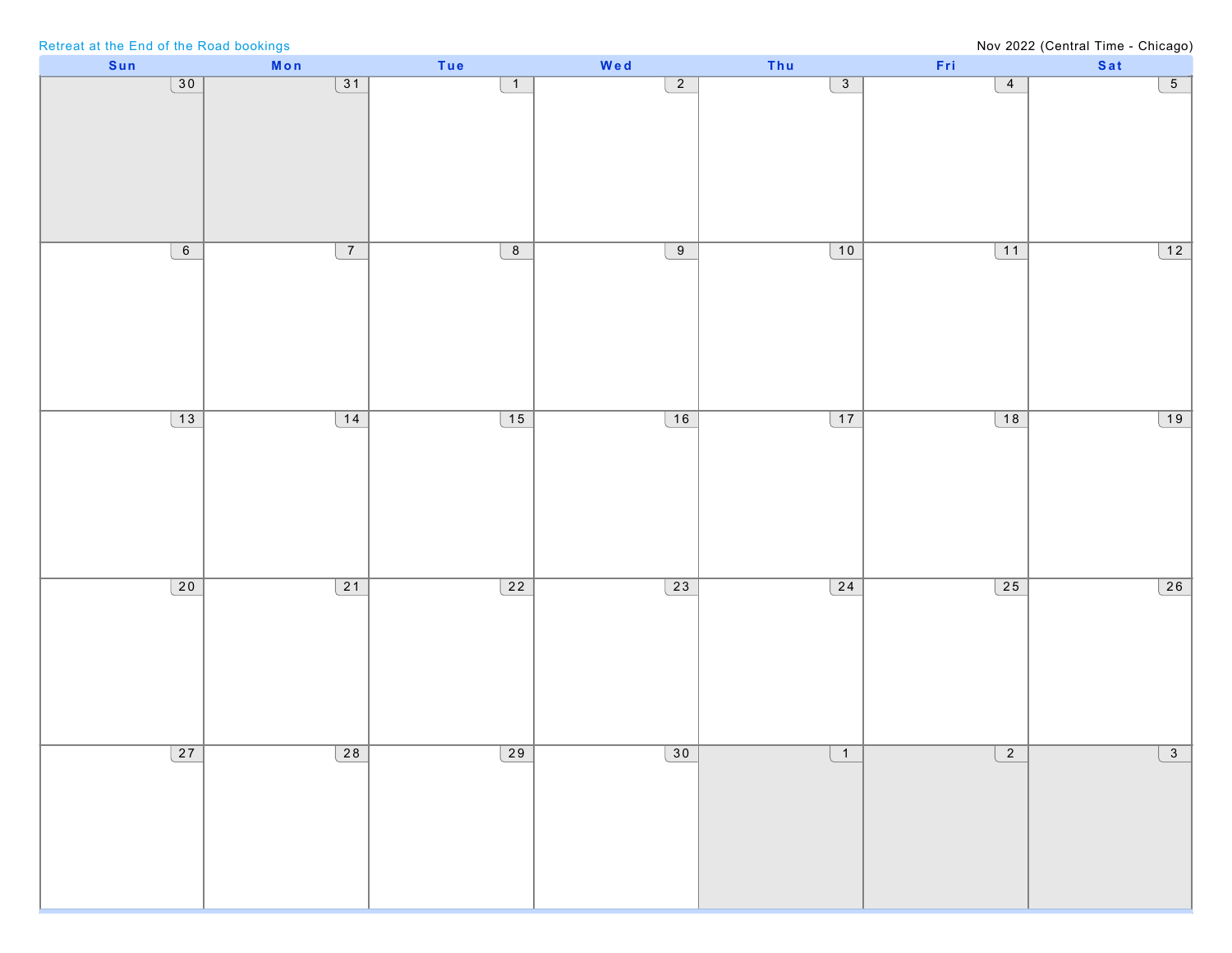Retreat at the End of the Road bookings

Nov 2022 (Central Time - Chicago)

| Sun | Mon | Tue | Wed | Thu | Fri | Sat |
| --- | --- | --- | --- | --- | --- | --- |
| 30 | 31 | 1 | 2 | 3 | 4 | 5 |
| 6 | 7 | 8 | 9 | 10 | 11 | 12 |
| 13 | 14 | 15 | 16 | 17 | 18 | 19 |
| 20 | 21 | 22 | 23 | 24 | 25 | 26 |
| 27 | 28 | 29 | 30 | 1 | 2 | 3 |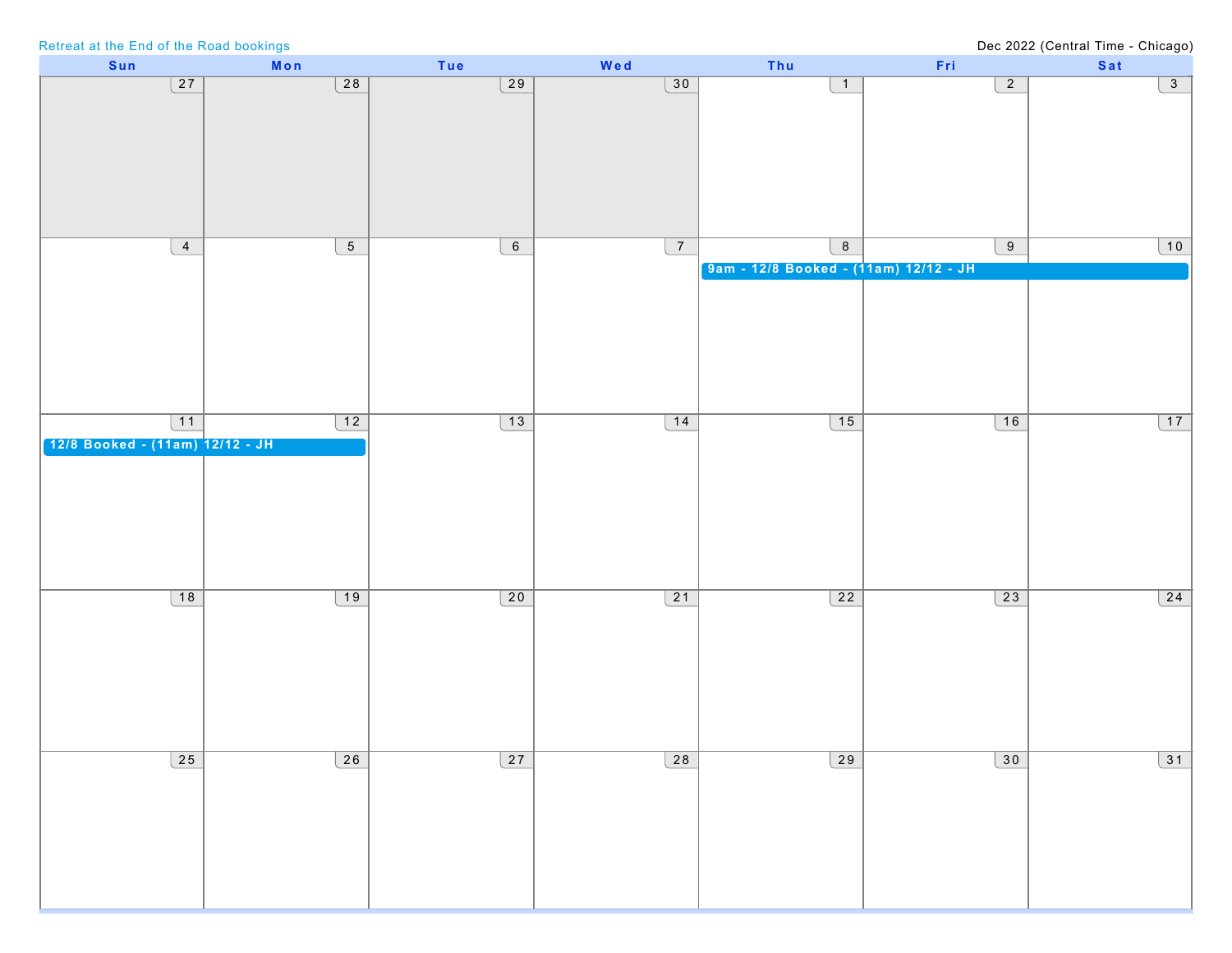Retreat at the End of the Road bookings

Dec 2022 (Central Time - Chicago)

| Sun | Mon | Tue | Wed | Thu | Fri | Sat |
| --- | --- | --- | --- | --- | --- | --- |
| 27 | 28 | 29 | 30 | 1 | 2 | 3 |
| 4 | 5 | 6 | 7 | 8 9am - 12/8 Booked - (11am) 12/12 - JH | 9 | 10 |
| 11 12/8 Booked - (11am) 12/12 - JH | 12 | 13 | 14 | 15 | 16 | 17 |
| 18 | 19 | 20 | 21 | 22 | 23 | 24 |
| 25 | 26 | 27 | 28 | 29 | 30 | 31 |